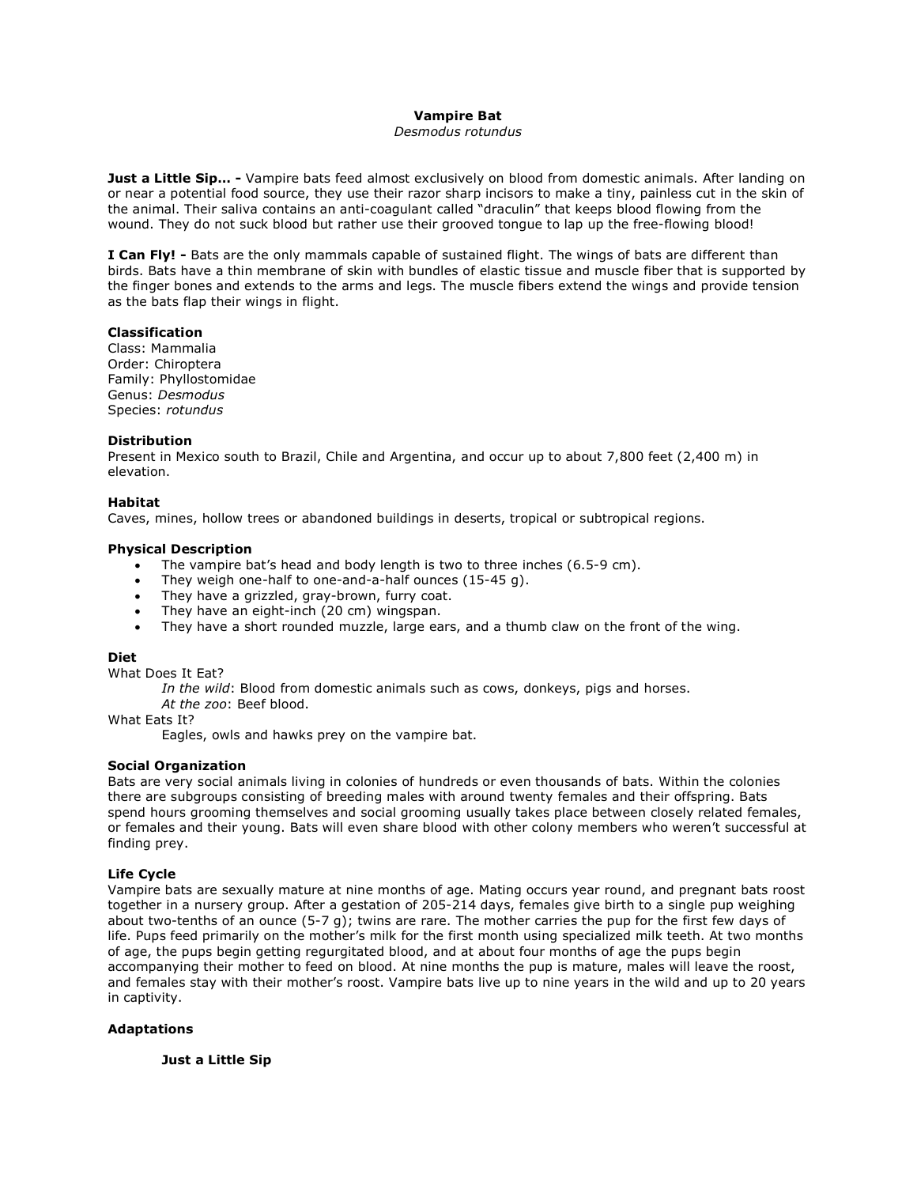# Vampire Bat

*Desmodus rotundus*

**Just a Little Sip… -** Vampire bats feed almost exclusively on blood from domestic animals. After landing on or near a potential food source, they use their razor sharp incisors to make a tiny, painless cut in the skin of the animal. Their saliva contains an anti-coagulant called "draculin" that keeps blood flowing from the wound. They do not suck blood but rather use their grooved tongue to lap up the free-flowing blood!

**I Can Fly! -** Bats are the only mammals capable of sustained flight. The wings of bats are different than birds. Bats have a thin membrane of skin with bundles of elastic tissue and muscle fiber that is supported by the finger bones and extends to the arms and legs. The muscle fibers extend the wings and provide tension as the bats flap their wings in flight.

### Classification

Class: Mammalia
Order: Chiroptera
Family: Phyllostomidae
Genus: *Desmodus*
Species: *rotundus*

### Distribution

Present in Mexico south to Brazil, Chile and Argentina, and occur up to about 7,800 feet (2,400 m) in elevation.

### Habitat

Caves, mines, hollow trees or abandoned buildings in deserts, tropical or subtropical regions.

### Physical Description

- The vampire bat's head and body length is two to three inches (6.5-9 cm).
- They weigh one-half to one-and-a-half ounces (15-45 g).
- They have a grizzled, gray-brown, furry coat.
- They have an eight-inch (20 cm) wingspan.
- They have a short rounded muzzle, large ears, and a thumb claw on the front of the wing.

### Diet

What Does It Eat?

*In the wild*: Blood from domestic animals such as cows, donkeys, pigs and horses.
*At the zoo*: Beef blood.

What Eats It?

Eagles, owls and hawks prey on the vampire bat.

### Social Organization

Bats are very social animals living in colonies of hundreds or even thousands of bats. Within the colonies there are subgroups consisting of breeding males with around twenty females and their offspring. Bats spend hours grooming themselves and social grooming usually takes place between closely related females, or females and their young. Bats will even share blood with other colony members who weren't successful at finding prey.

### Life Cycle

Vampire bats are sexually mature at nine months of age. Mating occurs year round, and pregnant bats roost together in a nursery group. After a gestation of 205-214 days, females give birth to a single pup weighing about two-tenths of an ounce (5-7 g); twins are rare. The mother carries the pup for the first few days of life. Pups feed primarily on the mother's milk for the first month using specialized milk teeth. At two months of age, the pups begin getting regurgitated blood, and at about four months of age the pups begin accompanying their mother to feed on blood. At nine months the pup is mature, males will leave the roost, and females stay with their mother's roost. Vampire bats live up to nine years in the wild and up to 20 years in captivity.

### Adaptations

**Just a Little Sip**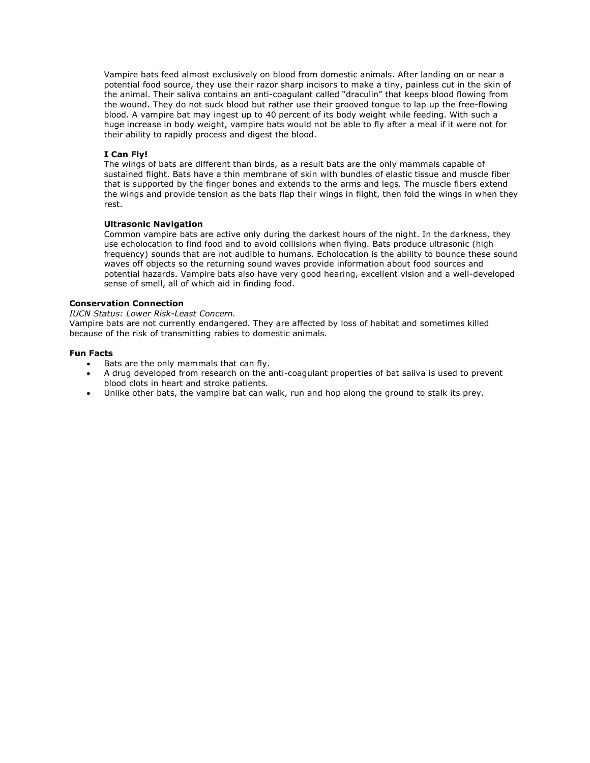Vampire bats feed almost exclusively on blood from domestic animals. After landing on or near a potential food source, they use their razor sharp incisors to make a tiny, painless cut in the skin of the animal. Their saliva contains an anti-coagulant called "draculin" that keeps blood flowing from the wound. They do not suck blood but rather use their grooved tongue to lap up the free-flowing blood. A vampire bat may ingest up to 40 percent of its body weight while feeding. With such a huge increase in body weight, vampire bats would not be able to fly after a meal if it were not for their ability to rapidly process and digest the blood.

**I Can Fly!**

The wings of bats are different than birds, as a result bats are the only mammals capable of sustained flight. Bats have a thin membrane of skin with bundles of elastic tissue and muscle fiber that is supported by the finger bones and extends to the arms and legs. The muscle fibers extend the wings and provide tension as the bats flap their wings in flight, then fold the wings in when they rest.

**Ultrasonic Navigation**

Common vampire bats are active only during the darkest hours of the night. In the darkness, they use echolocation to find food and to avoid collisions when flying. Bats produce ultrasonic (high frequency) sounds that are not audible to humans. Echolocation is the ability to bounce these sound waves off objects so the returning sound waves provide information about food sources and potential hazards. Vampire bats also have very good hearing, excellent vision and a well-developed sense of smell, all of which aid in finding food.

**Conservation Connection**

*IUCN Status: Lower Risk-Least Concern.*

Vampire bats are not currently endangered. They are affected by loss of habitat and sometimes killed because of the risk of transmitting rabies to domestic animals.

**Fun Facts**

- Bats are the only mammals that can fly.
- A drug developed from research on the anti-coagulant properties of bat saliva is used to prevent blood clots in heart and stroke patients.
- Unlike other bats, the vampire bat can walk, run and hop along the ground to stalk its prey.